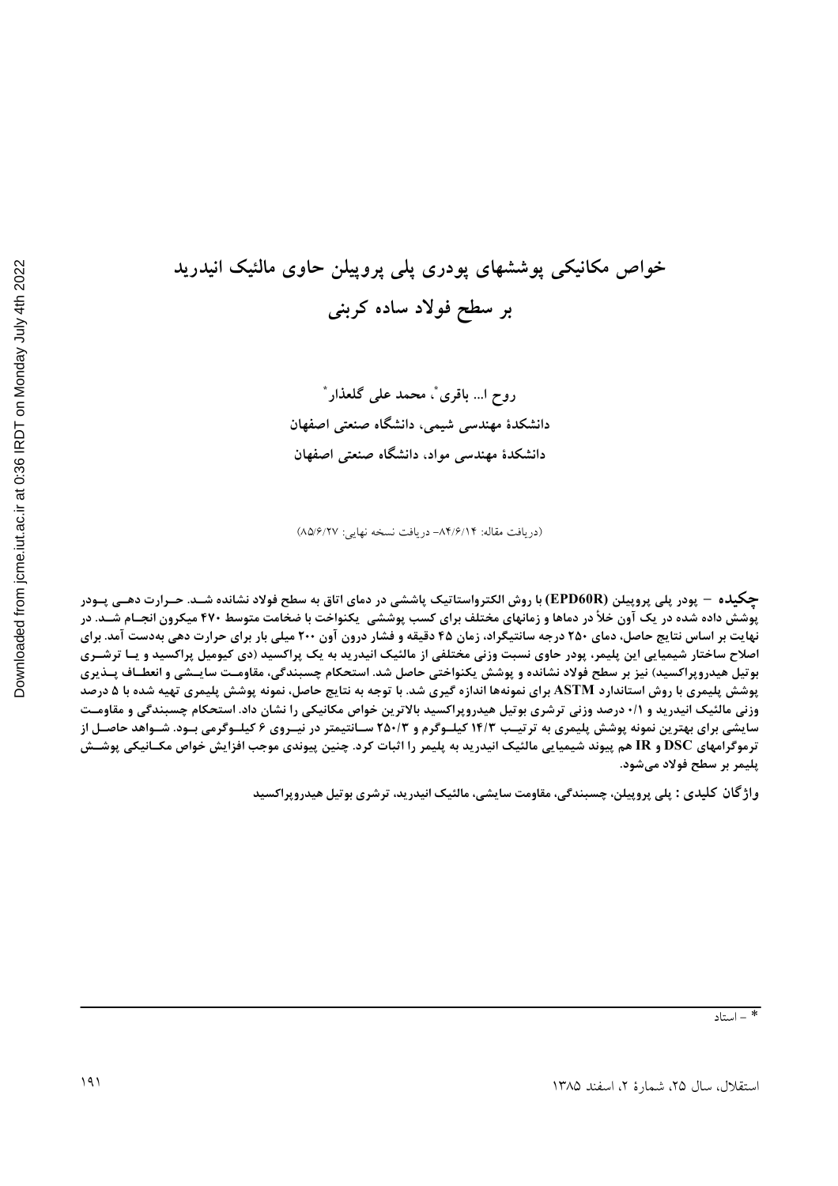# خواص مکانیکی پوششهای پودری پلی پروپیلن حاوی مالئیک انیدرید بر سطح فولاد ساده کربنی

روح ا... باقری[*]، محمد علی گلعذار[*]

دانشکدهٔ مهندسی شیمی، دانشگاه صنعتی اصفهان

دانشکدهٔ مهندسی مواد، دانشگاه صنعتی اصفهان

(دریافت مقاله: ۸۴/۶/۱۴– دریافت نسخه نهایی: ۸۵/۶/۲۷)

**چکیده** – پودر پلی پروپیلن (EPD60R) با روش الکترواستاتیک پاششی در دمای اتاق به سطح فولاد نشانده شد. حرارت دهی پودر پوشش داده شده در یک آون خلأ در دماها و زمانهای مختلف برای کسب پوششی یکنواخت با ضخامت متوسط ۴۷۰ میکرون انجام شد. در نهایت بر اساس نتایج حاصل، دمای ۲۵۰ درجه سانتیگراد، زمان ۴۵ دقیقه و فشار درون آون ۲۰۰ میلی بار برای حرارت دهی بهدست آمد. برای اصلاح ساختار شیمیایی این پلیمر، پودر حاوی نسبت وزنی مختلفی از مالئیک انیدرید به یک پراکسید (دی کیومیل پراکسید و یا ترشری بوتیل هیدروپراکسید) نیز بر سطح فولاد نشانده و پوشش یکنواختی حاصل شد. استحکام چسبندگی، مقاومت سایشی و انعطاف پذیری پوشش پلیمری با روش استاندارد ASTM برای نمونهها اندازه گیری شد. با توجه به نتایج حاصل، نمونه پوشش پلیمری تهیه شده با ۵ درصد وزنی مالئیک انیدرید و ۰/۱ درصد وزنی ترشری بوتیل هیدروپراکسید بالاترین خواص مکانیکی را نشان داد. استحکام چسبندگی و مقاومت سایشی برای بهترین نمونه پوشش پلیمری به ترتیب ۱۴/۳ کیلوگرم و ۲۵۰/۳ سانتیمتر در نیروی ۶ کیلوگرمی بود. شواهد حاصل از ترموگرامهای DSC و IR هم پیوند شیمیایی مالئیک انیدرید به پلیمر را اثبات کرد. چنین پیوندی موجب افزایش خواص مکانیکی پوشش پلیمر بر سطح فولاد میشود.

**واژگان کلیدی :** پلی پروپیلن، چسبندگی، مقاومت سایشی، مالئیک انیدرید، ترشری بوتیل هیدروپراکسید

---

[*] – استاد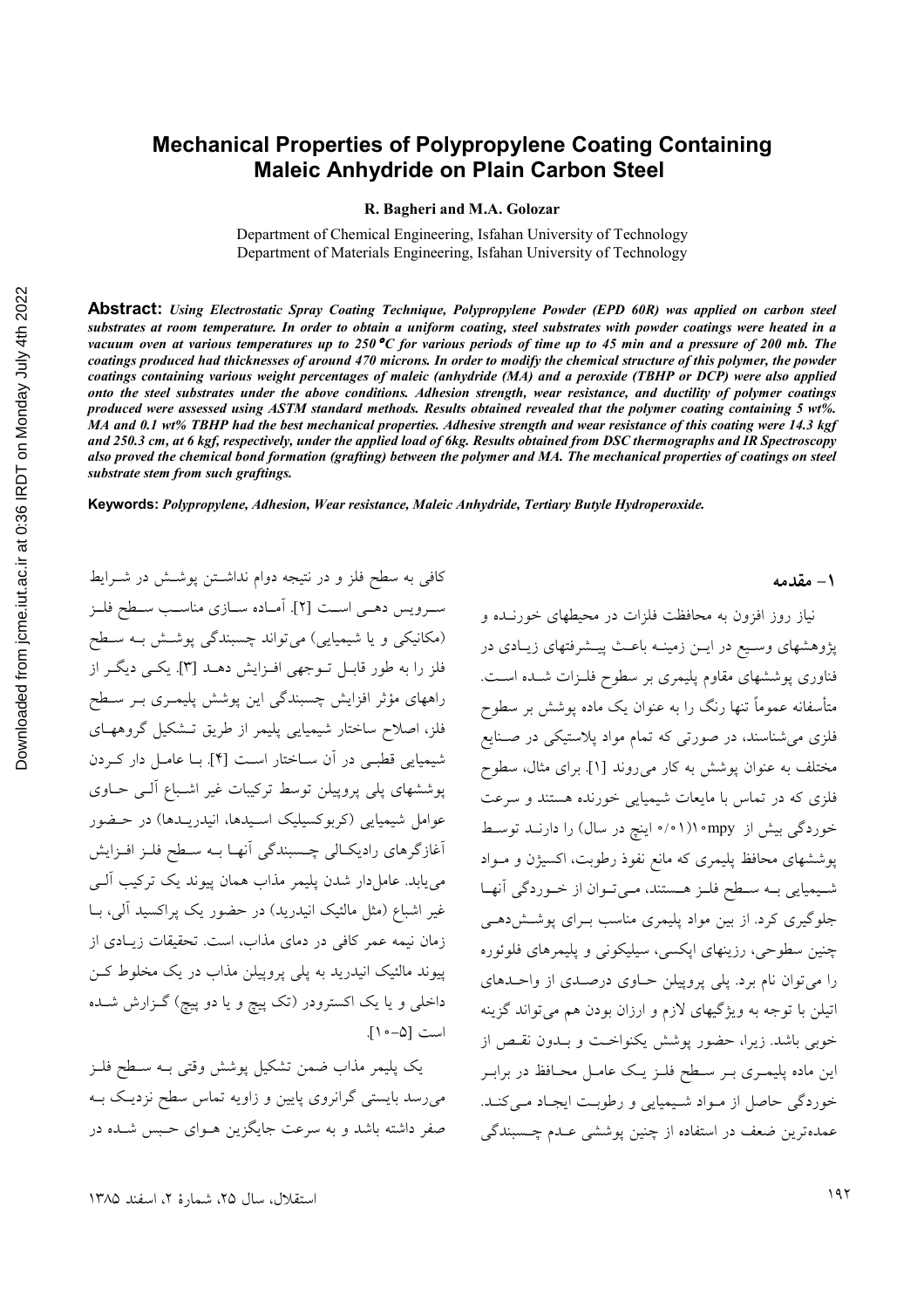# Mechanical Properties of Polypropylene Coating Containing Maleic Anhydride on Plain Carbon Steel

**R. Bagheri and M.A. Golozar**

Department of Chemical Engineering, Isfahan University of Technology
Department of Materials Engineering, Isfahan University of Technology

**Abstract:** *Using Electrostatic Spray Coating Technique, Polypropylene Powder (EPD 60R) was applied on carbon steel substrates at room temperature. In order to obtain a uniform coating, steel substrates with powder coatings were heated in a vacuum oven at various temperatures up to 250 °C for various periods of time up to 45 min and a pressure of 200 mb. The coatings produced had thicknesses of around 470 microns. In order to modify the chemical structure of this polymer, the powder coatings containing various weight percentages of maleic (anhydride (MA) and a peroxide (TBHP or DCP) were also applied onto the steel substrates under the above conditions. Adhesion strength, wear resistance, and ductility of polymer coatings produced were assessed using ASTM standard methods. Results obtained revealed that the polymer coating containing 5 wt%. MA and 0.1 wt% TBHP had the best mechanical properties. Adhesive strength and wear resistance of this coating were 14.3 kgf and 250.3 cm, at 6 kgf, respectively, under the applied load of 6kg. Results obtained from DSC thermographs and IR Spectroscopy also proved the chemical bond formation (grafting) between the polymer and MA. The mechanical properties of coatings on steel substrate stem from such graftings.*

**Keywords:** *Polypropylene, Adhesion, Wear resistance, Maleic Anhydride, Tertiary Butyle Hydroperoxide.*

## ۱- مقدمه

نیاز روز افزون به محافظت فلزات در محیطهای خورنـده و پژوهشهای وسیع در ایـن زمینـه باعـث پیـشرفتهای زیـادی در فناوری پوششهای مقاوم پلیمری بر سطوح فلـزات شـده اسـت. متأسفانه عموماً تنها رنگ را به عنوان یک ماده پوشش بر سطوح فلزی می‌شناسند، در صورتی که تمام مواد پلاستیکی در صـنایع مختلف به عنوان پوشش به کار می‌روند [۱]. برای مثال، سطوح فلزی که در تماس با مایعات شیمیایی خورنده هستند و سرعت خوردگی بیش از ۱۰mpy (۰/۰۱ اینچ در سال) را دارنـد توسـط پوششهای محافظ پلیمری که مانع نفوذ رطوبت، اکسیژن و مـواد شـیمیایی بـه سـطح فلـز هـستند، مـی‌تـوان از خـوردگی آنهـا جلوگیری کرد. از بین مواد پلیمری مناسب بـرای پوشـش‌دهـی چنین سطوحی، رزینهای اپکسی، سیلیکونی و پلیمرهای فلوئوره را می‌توان نام برد. پلی پروپیلن حـاوی درصـدی از واحـدهای اتیلن با توجه به ویژگیهای لازم و ارزان بودن هم می‌تواند گزینه خوبی باشد. زیرا، حضور پوشش یکنواخـت و بـدون نقـص از این ماده پلیمـری بـر سـطح فلـز یـک عامـل محـافظ در برابـر خوردگی حاصل از مـواد شـیمیایی و رطوبـت ایجـاد مـی‌کنـد. عمده‌ترین ضعف در استفاده از چنین پوششی عـدم چـسبندگی کافی به سطح فلز و در نتیجه دوام نداشـتن پوشـش در شـرایط سـرویس دهـی اسـت [۲]. آمـاده سـازی مناسـب سـطح فلـز (مکانیکی و یا شیمیایی) می‌تواند چسبندگی پوشش بـه سـطح فلز را به طور قابـل تـوجهی افـزایش دهـد [۳]. یکـی دیگـر از راههای مؤثر افزایش چسبندگی این پوشش پلیمـری بـر سـطح فلز، اصلاح ساختار شیمیایی پلیمر از طریق تـشکیل گروههـای شیمیایی قطبـی در آن سـاختار اسـت [۴]. بـا عامـل دار کـردن پوششهای پلی پروپیلن توسط ترکیبات غیر اشـباع آلـی حـاوی عوامل شیمیایی (کربوکسیلیک اسـیدها، انیدریـدها) در حـضور آغازگرهای رادیکـالی چـسبندگی آنهـا بـه سـطح فلـز افـزایش می‌یابد. عامل‌دار شدن پلیمر مذاب همان پیوند یک ترکیب آلـی غیر اشباع (مثل مالئیک انیدرید) در حضور یک پراکسید آلی، بـا زمان نیمه عمر کافی در دمای مذاب، است. تحقیقات زیـادی از پیوند مالئیک انیدرید به پلی پروپیلن مذاب در یک مخلوط کـن داخلی و یا یک اکسترودر (تک پیچ و یا دو پیچ) گـزارش شـده است [۵-۱۰].

یک پلیمر مذاب ضمن تشکیل پوشش وقتی بـه سـطح فلـز می‌رسد بایستی گرانروی پایین و زاویه تماس سطح نزدیـک بـه صفر داشته باشد و به سرعت جایگزین هـوای حـبس شـده در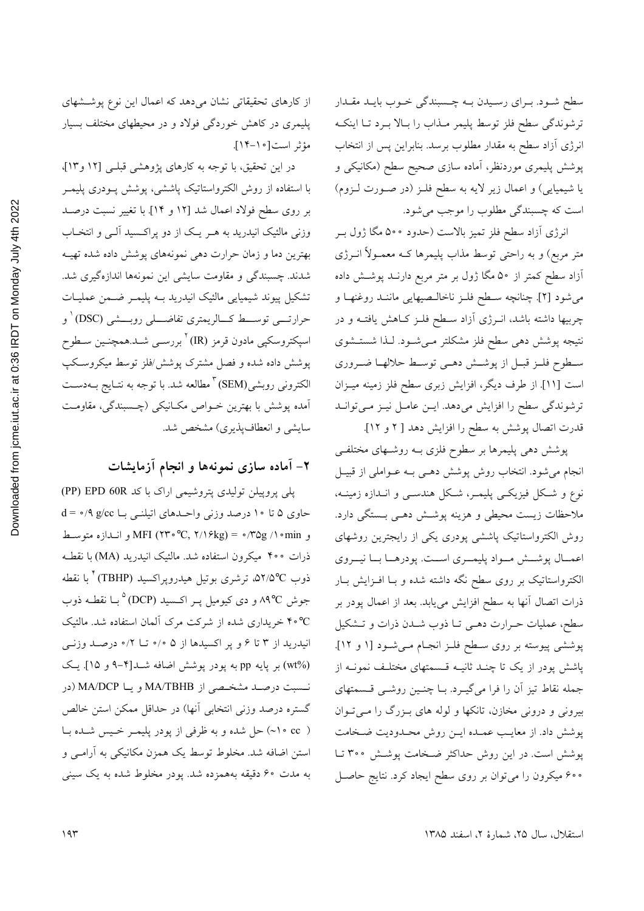سطح شود. برای رسیدن به چسبندگی خوب باید مقدار ترشوندگی سطح فلز توسط پلیمر مذاب را بالا برد تا اینکه انرژی آزاد سطح به مقدار مطلوب برسد. بنابراین پس از انتخاب پوشش پلیمری موردنظر، آماده سازی صحیح سطح (مکانیکی و یا شیمیایی) و اعمال زیر لایه به سطح فلز (در صورت لزوم) است که چسبندگی مطلوب را موجب می‌شود.

انرژی آزاد سطح فلز تمیز بالاست (حدود ۵۰۰ مگا ژول بر متر مربع) و به راحتی توسط مذاب پلیمرها که معمولاً انرژی آزاد سطح کمتر از ۵۰ مگا ژول بر متر مربع دارند پوشش داده می‌شود [۲]. چنانچه سطح فلز ناخالصیهایی مانند روغنها و چربیها داشته باشد، انرژی آزاد سطح فلز کاهش یافته و در نتیجه پوشش دهی سطح فلز مشکلتر می‌شود. لذا شستشوی سطوح فلز قبل از پوشش دهی توسط حلالها ضروری است [۱۱]. از طرف دیگر، افزایش زبری سطح فلز زمینه میزان ترشوندگی سطح را افزایش می‌دهد. این عامل نیز می‌تواند قدرت اتصال پوشش به سطح را افزایش دهد [ ۲ و ۱۲].

پوشش دهی پلیمرها بر سطوح فلزی به روشهای مختلفی انجام می‌شود. انتخاب روش پوشش دهی به عواملی از قبیل نوع و شکل فیزیکی پلیمر، شکل هندسی و اندازه زمینه، ملاحظات زیست محیطی و هزینه پوشش دهی بستگی دارد. روش الکترواستاتیک پاششی پودری یکی از رایجترین روشهای اعمال پوشش مواد پلیمری است. پودرها با نیروی الکترواستاتیک بر روی سطح نگه داشته شده و با افزایش بار ذرات اتصال آنها به سطح افزایش می‌یابد. بعد از اعمال پودر بر سطح، عملیات حرارت دهی تا ذوب شدن ذرات و تشکیل پوششی پیوسته بر روی سطح فلز انجام می‌شود [۱ و ۱۲]. پاشش پودر از یک تا چند ثانیه قسمتهای مختلف نمونه از جمله نقاط تیز آن را فرا می‌گیرد. با چنین روشی قسمتهای بیرونی و درونی مخازن، تانکها و لوله های بزرگ را می‌توان پوشش داد. از معایب عمده این روش محدودیت ضخامت پوشش است. در این روش حداکثر ضخامت پوشش ۳۰۰ تا ۶۰۰ میکرون را می‌توان بر روی سطح ایجاد کرد. نتایج حاصل از کارهای تحقیقاتی نشان می‌دهد که اعمال این نوع پوششهای پلیمری در کاهش خوردگی فولاد و در محیطهای مختلف بسیار مؤثر است[۱۰-۱۴].

در این تحقیق، با توجه به کارهای پژوهشی قبلی [۱۲ و۱۳]، با استفاده از روش الکترواستاتیک پاششی، پوشش پودری پلیمر بر روی سطح فولاد اعمال شد [۱۲ و ۱۴]. با تغییر نسبت درصد وزنی مالئیک انیدرید به هر یک از دو پراکسید آلی و انتخاب بهترین دما و زمان حرارت دهی نمونه‌های پوشش داده شده تهیه شدند. چسبندگی و مقاومت سایشی این نمونه‌ها اندازه‌گیری شد. تشکیل پیوند شیمیایی مالئیک انیدرید به پلیمر ضمن عملیات حرارتی توسط کالریمتری تفاضلی روبشی (DSC) [1] و اسپکتروسکپی مادون قرمز (IR) [2] بررسی شد.همچنین سطوح پوشش داده شده و فصل مشترک پوشش/فلز توسط میکروسکپ الکترونی روبشی(SEM) [3] مطالعه شد. با توجه به نتایج به‌دست آمده پوشش با بهترین خواص مکانیکی (چسبندگی، مقاومت سایشی و انعطاف‌پذیری) مشخص شد.

## ۲- آماده سازی نمونه‌ها و انجام آزمایشات

پلی پروپیلن تولیدی پتروشیمی اراک با کد EPD 60R (PP) حاوی ۵ تا ۱۰ درصد وزنی واحدهای اتیلنی با $d = ۰/۹$ g/cc و MFI (۲۳۰℃, ۲/۱۶kg) = ۰/۳۵g /۱۰min و اندازه متوسط ذرات ۴۰۰ میکرون استفاده شد. مالئیک انیدرید (MA) با نقطه ذوب ۵۲/۵℃، ترشری بوتیل هیدروپراکسید (TBHP) [4] با نقطه جوش ۸۹℃ و دی کیومیل پر اکسید (DCP) [5] با نقطه ذوب ۴۰℃ خریداری شده از شرکت مرک آلمان استفاده شد. مالئیک انیدرید از ۳ تا ۶ و پر اکسیدها از ۰/۵ تا ۰/۲ درصد وزنی (wt%) بر پایه pp به پودر پوشش اضافه شد[۴-۹ و ۱۵]. یک نسبت درصد مشخصی از MA/TBHB و یا MA/DCP (در گستره درصد وزنی انتخابی آنها) در حداقل ممکن استن خالص (~۱۰ cc ) حل شده و به ظرفی از پودر پلیمر خیس شده با استن اضافه شد. مخلوط توسط یک همزن مکانیکی به آرامی و به مدت ۶۰ دقیقه به‌همزده شد. پودر مخلوط شده به یک سینی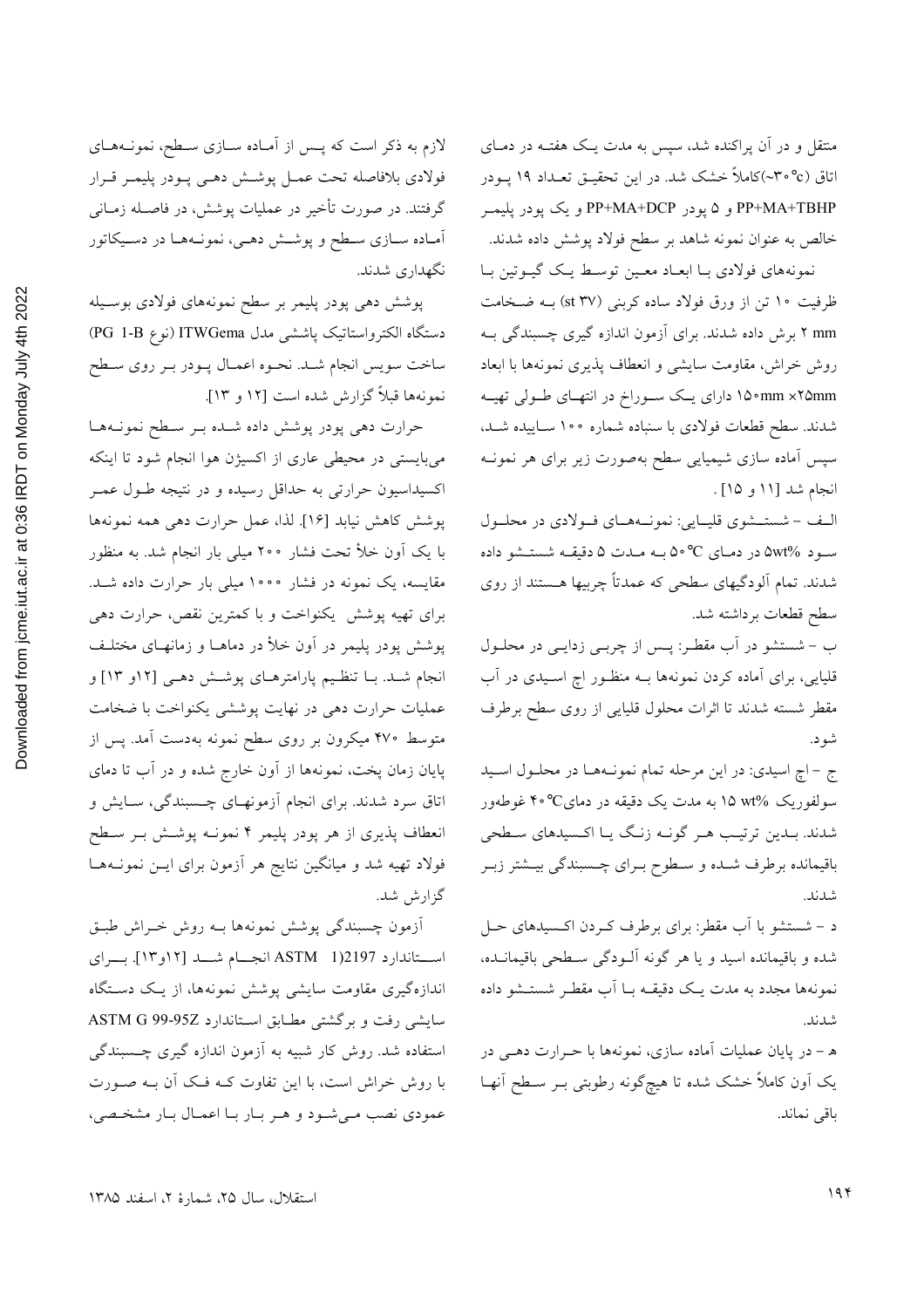منتقل و در آن پراکنده شد، سپس به مدت یک هفته در دمای اتاق (~۳۰°c)کاملاً خشک شد. در این تحقیق تعداد ۱۹ پودر PP+MA+TBHP و ۵ پودر PP+MA+DCP و یک پودر پلیمر خالص به عنوان نمونه شاهد بر سطح فولاد پوشش داده شدند.

نمونه‌های فولادی با ابعاد معین توسط یک گیوتین با ظرفیت ۱۰ تن از ورق فولاد ساده کربنی (st ۳۷) به ضخامت ۲ mm برش داده شدند. برای آزمون اندازه گیری چسبندگی به روش خراش، مقاومت سایشی و انعطاف پذیری نمونه‌ها با ابعاد ۱۵۰mm ×۲۵mm دارای یک سوراخ در انتهای طولی تهیه شدند. سطح قطعات فولادی با سنباده شماره ۱۰۰ ساییده شد، سپس آماده سازی شیمیایی سطح به‌صورت زیر برای هر نمونه انجام شد [۱۱ و ۱۵] .

الف - شستشوی قلیایی: نمونه‌های فولادی در محلول سود ۵wt% در دمای ۵۰°C به مدت ۵ دقیقه شستشو داده شدند. تمام آلودگیهای سطحی که عمدتاً چربیها هستند از روی سطح قطعات برداشته شد.

ب - شستشو در آب مقطر: پس از چربی زدایی در محلول قلیایی، برای آماده کردن نمونه‌ها به منظور اچ اسیدی در آب مقطر شسته شدند تا اثرات محلول قلیایی از روی سطح برطرف شود.

ج - اچ اسیدی: در این مرحله تمام نمونه‌ها در محلول اسید سولفوریک ۱۵ wt% به مدت یک دقیقه در دمای۴۰°C غوطه‌ور شدند. بدین ترتیب هر گونه زنگ یا اکسیدهای سطحی باقیمانده برطرف شده و سطوح برای چسبندگی بیشتر زبر شدند.

د - شستشو با آب مقطر: برای برطرف کردن اکسیدهای حل شده و باقیمانده اسید و یا هر گونه آلودگی سطحی باقیمانده، نمونه‌ها مجدد به مدت یک دقیقه با آب مقطر شستشو داده شدند.

هـ - در پایان عملیات آماده سازی، نمونه‌ها با حرارت دهی در یک آون کاملاً خشک شده تا هیچ‌گونه رطوبتی بر سطح آنها باقی نماند.

لازم به ذکر است که پس از آماده سازی سطح، نمونه‌های فولادی بلافاصله تحت عمل پوشش دهی پودر پلیمر قرار گرفتند. در صورت تأخیر در عملیات پوشش، در فاصله زمانی آماده سازی سطح و پوشش دهی، نمونه‌ها در دسیکاتور نگهداری شدند.

پوشش دهی پودر پلیمر بر سطح نمونه‌های فولادی بوسیله دستگاه الکترواستاتیک پاششی مدل ITWGema (نوع PG 1-B) ساخت سویس انجام شد. نحوه اعمال پودر بر روی سطح نمونه‌ها قبلاً گزارش شده است [۱۲ و ۱۳].

حرارت دهی پودر پوشش داده شده بر سطح نمونه‌ها می‌بایستی در محیطی عاری از اکسیژن هوا انجام شود تا اینکه اکسیداسیون حرارتی به حداقل رسیده و در نتیجه طول عمر پوشش کاهش نیابد [۱۶]. لذا، عمل حرارت دهی همه نمونه‌ها با یک آون خلأ تحت فشار ۲۰۰ میلی بار انجام شد. به منظور مقایسه، یک نمونه در فشار ۱۰۰۰ میلی بار حرارت داده شد. برای تهیه پوشش یکنواخت و با کمترین نقص، حرارت دهی پوشش پودر پلیمر در آون خلأ در دماها و زمانهای مختلف انجام شد. با تنظیم پارامترهای پوشش دهی [۱۲و ۱۳] و عملیات حرارت دهی در نهایت پوششی یکنواخت با ضخامت متوسط ۴۷۰ میکرون بر روی سطح نمونه به‌دست آمد. پس از پایان زمان پخت، نمونه‌ها از آون خارج شده و در آب تا دمای اتاق سرد شدند. برای انجام آزمونهای چسبندگی، سایش و انعطاف پذیری از هر پودر پلیمر ۴ نمونه پوشش بر سطح فولاد تهیه شد و میانگین نتایج هر آزمون برای این نمونه‌ها گزارش شد.

آزمون چسبندگی پوشش نمونه‌ها به روش خراش طبق استاندارد ASTM (1 2197 انجام شد [۱۲و۱۳]. برای اندازه‌گیری مقاومت سایشی پوشش نمونه‌ها، از یک دستگاه سایشی رفت و برگشتی مطابق استاندارد ASTM G 99-95Z استفاده شد. روش کار شبیه به آزمون اندازه گیری چسبندگی با روش خراش است، با این تفاوت که فک آن به صورت عمودی نصب می‌شود و هر بار با اعمال بار مشخصی،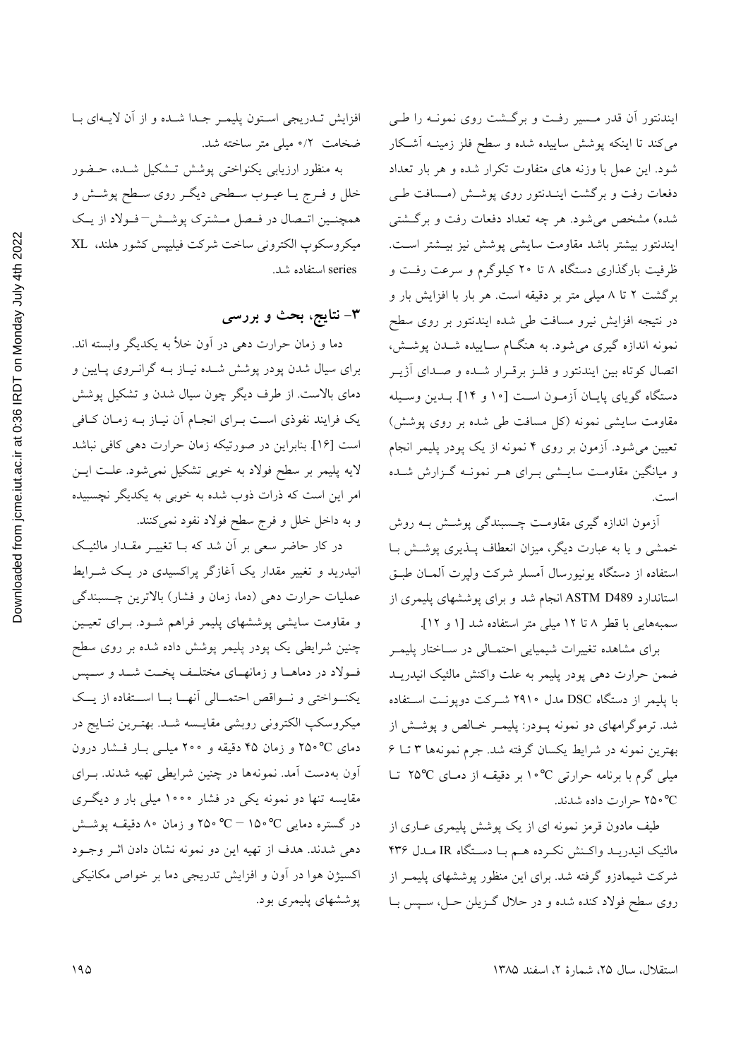ایندنتور آن قدر مسیر رفت و برگشت روی نمونه را طی می‌کند تا اینکه پوشش ساییده شده و سطح فلز زمینه آشکار شود. این عمل با وزنه های متفاوت تکرار شده و هر بار تعداد دفعات رفت و برگشت ایندنتور روی پوشش (مسافت طی شده) مشخص می‌شود. هر چه تعداد دفعات رفت و برگشتی ایندنتور بیشتر باشد مقاومت سایشی پوشش نیز بیشتر است. ظرفیت بارگذاری دستگاه ۸ تا ۲۰ کیلوگرم و سرعت رفت و برگشت ۲ تا ۸ میلی متر بر دقیقه است. هر بار با افزایش بار و در نتیجه افزایش نیرو مسافت طی شده ایندنتور بر روی سطح نمونه اندازه گیری می‌شود. به هنگام ساییده شدن پوشش، اتصال کوتاه بین ایندنتور و فلز برقرار شده و صدای آژیر دستگاه گویای پایان آزمون است [۱۰ و ۱۴]. بدین وسیله مقاومت سایشی نمونه (کل مسافت طی شده بر روی پوشش) تعیین می‌شود. آزمون بر روی ۴ نمونه از یک پودر پلیمر انجام و میانگین مقاومت سایشی برای هر نمونه گزارش شده است.

آزمون اندازه گیری مقاومت چسبندگی پوشش به روش خمشی و یا به عبارت دیگر، میزان انعطاف پذیری پوشش با استفاده از دستگاه یونیورسال آمسلر شرکت ولپرت آلمان طبق استاندارد ASTM D489 انجام شد و برای پوششهای پلیمری از سمبه‌هایی با قطر ۸ تا ۱۲ میلی متر استفاده شد [۱ و ۱۲].

برای مشاهده تغییرات شیمیایی احتمالی در ساختار پلیمر ضمن حرارت دهی پودر پلیمر به علت واکنش مالئیک انیدرید با پلیمر از دستگاه DSC مدل ۲۹۱۰ شرکت دوپونت استفاده شد. ترموگرامهای دو نمونه پودر: پلیمر خالص و پوشش از بهترین نمونه در شرایط یکسان گرفته شد. جرم نمونه‌ها ۳ تا ۶ میلی گرم با برنامه حرارتی ۱۰°C بر دقیقه از دمای ۲۵°C تا ۲۵۰°C حرارت داده شدند.

طیف مادون قرمز نمونه ای از یک پوشش پلیمری عاری از مالئیک انیدرید واکنش نکرده هم با دستگاه IR مدل ۴۳۶ شرکت شیمادزو گرفته شد. برای این منظور پوششهای پلیمر از روی سطح فولاد کنده شده و در حلال گزیلن حل، سپس با افزایش تدریجی استون پلیمر جدا شده و از آن لایه‌ای با ضخامت ۰/۲ میلی متر ساخته شد.

به منظور ارزیابی یکنواختی پوشش تشکیل شده، حضور خلل و فرج یا عیوب سطحی دیگر روی سطح پوشش و همچنین اتصال در فصل مشترک پوشش–فولاد از یک میکروسکوپ الکترونی ساخت شرکت فیلیپس کشور هلند، XL series استفاده شد.

## ۳- نتایج، بحث و بررسی

دما و زمان حرارت دهی در آون خلأ به یکدیگر وابسته اند. برای سیال شدن پودر پوشش شده نیاز به گرانروی پایین و دمای بالاست. از طرف دیگر چون سیال شدن و تشکیل پوشش یک فرایند نفوذی است برای انجام آن نیاز به زمان کافی است [۱۶]. بنابراین در صورتیکه زمان حرارت دهی کافی نباشد لایه پلیمر بر سطح فولاد به خوبی تشکیل نمی‌شود. علت این امر این است که ذرات ذوب شده به خوبی به یکدیگر نچسبیده و به داخل خلل و فرج سطح فولاد نفوذ نمی‌کنند.

در کار حاضر سعی بر آن شد که با تغییر مقدار مالئیک انیدرید و تغییر مقدار یک آغازگر پراکسیدی در یک شرایط عملیات حرارت دهی (دما، زمان و فشار) بالاترین چسبندگی و مقاومت سایشی پوششهای پلیمر فراهم شود. برای تعیین چنین شرایطی یک پودر پلیمر پوشش داده شده بر روی سطح فولاد در دماها و زمانهای مختلف پخت شد و سپس یکنواختی و نواقص احتمالی آنها با استفاده از یک میکروسکوپ الکترونی روبشی مقایسه شد. بهترین نتایج در دمای ۲۵۰°C و زمان ۴۵ دقیقه و ۲۰۰ میلی بار فشار درون آون به‌دست آمد. نمونه‌ها در چنین شرایطی تهیه شدند. برای مقایسه تنها دو نمونه یکی در فشار ۱۰۰۰ میلی بار و دیگری در گستره دمایی ۱۵۰°C – ۲۵۰°C و زمان ۸۰ دقیقه پوشش دهی شدند. هدف از تهیه این دو نمونه نشان دادن اثر وجود اکسیژن هوا در آون و افزایش تدریجی دما بر خواص مکانیکی پوششهای پلیمری بود.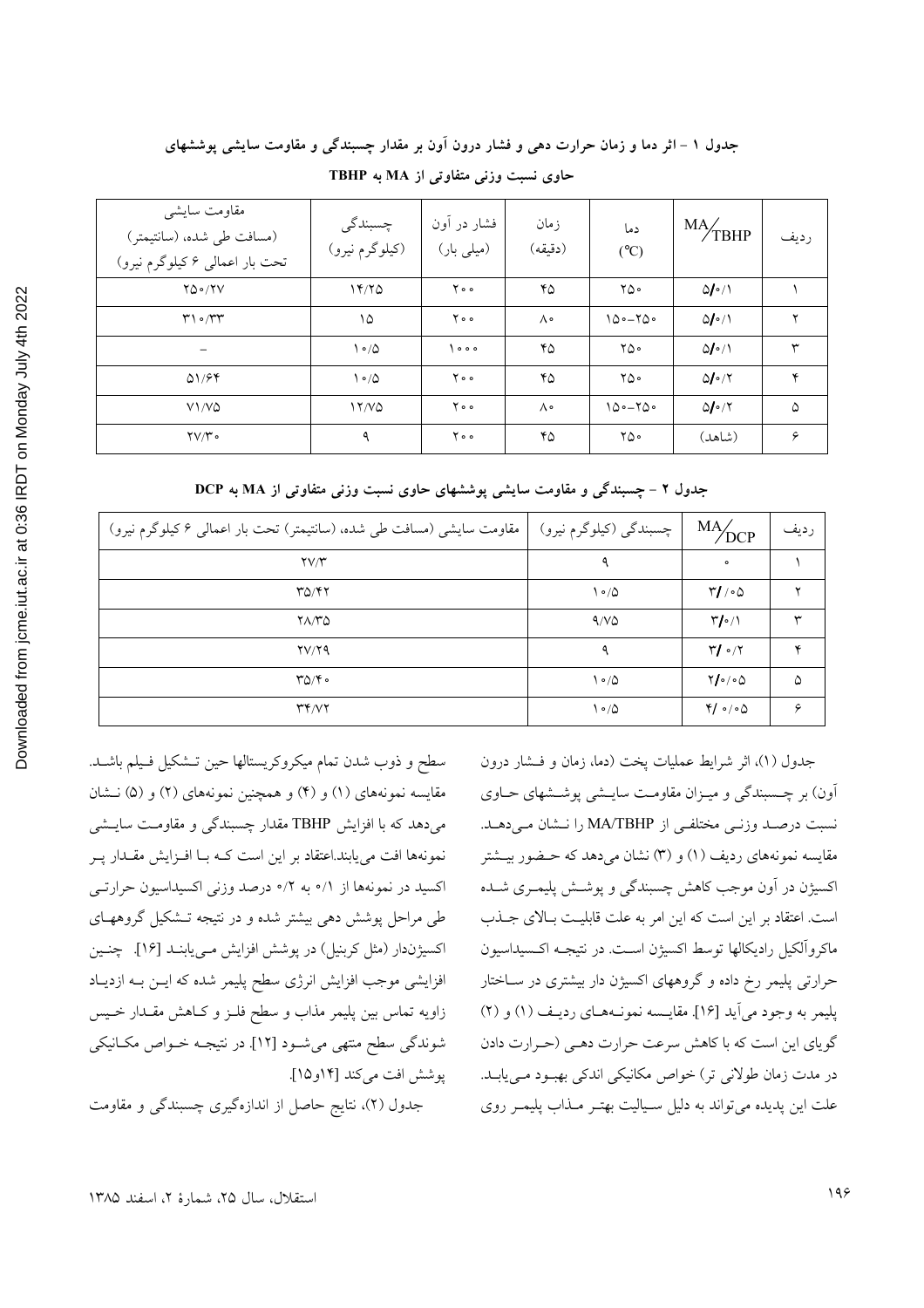**جدول ۱ – اثر دما و زمان حرارت دهی و فشار درون آون بر مقدار چسبندگی و مقاومت سایشی پوششهای حاوی نسبت وزنی متفاوتی از MA به TBHP**

| ردیف | MA/TBHP | دما (°C) | زمان (دقیقه) | فشار در آون (میلی بار) | چسبندگی (کیلوگرم نیرو) | مقاومت سایشی (مسافت طی شده، (سانتیمتر) تحت بار اعمالی ۶ کیلوگرم نیرو) |
|---|---|---|---|---|---|---|
| ۱ | ۵/۰/۱ | ۲۵۰ | ۴۵ | ۲۰۰ | ۱۴/۲۵ | ۲۵۰/۲۷ |
| ۲ | ۵/۰/۱ | ۱۵۰–۲۵۰ | ۸۰ | ۲۰۰ | ۱۵ | ۳۱۰/۳۳ |
| ۳ | ۵/۰/۱ | ۲۵۰ | ۴۵ | ۱۰۰۰ | ۱۰/۵ | – |
| ۴ | ۵/۰/۲ | ۲۵۰ | ۴۵ | ۲۰۰ | ۱۰/۵ | ۵۱/۶۴ |
| ۵ | ۵/۰/۲ | ۱۵۰–۲۵۰ | ۸۰ | ۲۰۰ | ۱۲/۷۵ | ۷۱/۷۵ |
| ۶ | (شاهد) | ۲۵۰ | ۴۵ | ۲۰۰ | ۹ | ۲۷/۳۰ |

**جدول ۲ – چسبندگی و مقاومت سایشی پوششهای حاوی نسبت وزنی متفاوتی از MA به DCP**

| ردیف | MA/DCP | چسبندگی (کیلوگرم نیرو) | مقاومت سایشی (مسافت طی شده، (سانتیمتر) تحت بار اعمالی ۶ کیلوگرم نیرو) |
|---|---|---|---|
| ۱ | ۰ | ۹ | ۲۷/۳ |
| ۲ | ۳/۰/۰۵ | ۱۰/۵ | ۳۵/۴۲ |
| ۳ | ۳/۰/۱ | ۹/۷۵ | ۲۸/۳۵ |
| ۴ | ۳/۰/۲ | ۹ | ۲۷/۲۹ |
| ۵ | ۲/۰/۰۵ | ۱۰/۵ | ۳۵/۴۰ |
| ۶ | ۴/۰/۰۵ | ۱۰/۵ | ۳۴/۷۲ |

جدول (۱)، اثر شرایط عملیات پخت (دما، زمان و فشار درون آون) بر چسبندگی و میزان مقاومت سایشی پوششهای حاوی نسبت درصد وزنی مختلفی از MA/TBHP را نشان می‌دهد. مقایسه نمونه‌های ردیف (۱) و (۳) نشان می‌دهد که حضور بیشتر اکسیژن در آون موجب کاهش چسبندگی و پوشش پلیمری شده است. اعتقاد بر این است که این امر به علت قابلیت بالای جذب ماکروآلکیل رادیکالها توسط اکسیژن است. در نتیجه اکسیداسیون حرارتی پلیمر رخ داده و گروههای اکسیژن دار بیشتری در ساختار پلیمر به وجود می‌آید [۱۶]. مقایسه نمونه‌های ردیف (۱) و (۲) گویای این است که با کاهش سرعت حرارت دهی (حرارت دادن در مدت زمان طولانی تر) خواص مکانیکی اندکی بهبود می‌یابد. علت این پدیده می‌تواند به دلیل سیالیت بهتر مذاب پلیمر روی سطح و ذوب شدن تمام میکروکریستالها حین تشکیل فیلم باشد. مقایسه نمونه‌های (۱) و (۴) و همچنین نمونه‌های (۲) و (۵) نشان می‌دهد که با افزایش TBHP مقدار چسبندگی و مقاومت سایشی نمونه‌ها افت می‌یابند.اعتقاد بر این است که با افزایش مقدار پر اکسید در نمونه‌ها از ۰/۱ به ۰/۲ درصد وزنی اکسیداسیون حرارتی طی مراحل پوشش دهی بیشتر شده و در نتیجه تشکیل گروههای اکسیژن‌دار (مثل کربنیل) در پوشش افزایش می‌یابند [۱۶]. چنین افزایشی موجب افزایش انرژی سطح پلیمر شده که این به ازدیاد زاویه تماس بین پلیمر مذاب و سطح فلز و کاهش مقدار خیس شوندگی سطح منتهی می‌شود [۱۲]. در نتیجه خواص مکانیکی پوشش افت می‌کند [۱۴و۱۵].

جدول (۲)، نتایج حاصل از اندازه‌گیری چسبندگی و مقاومت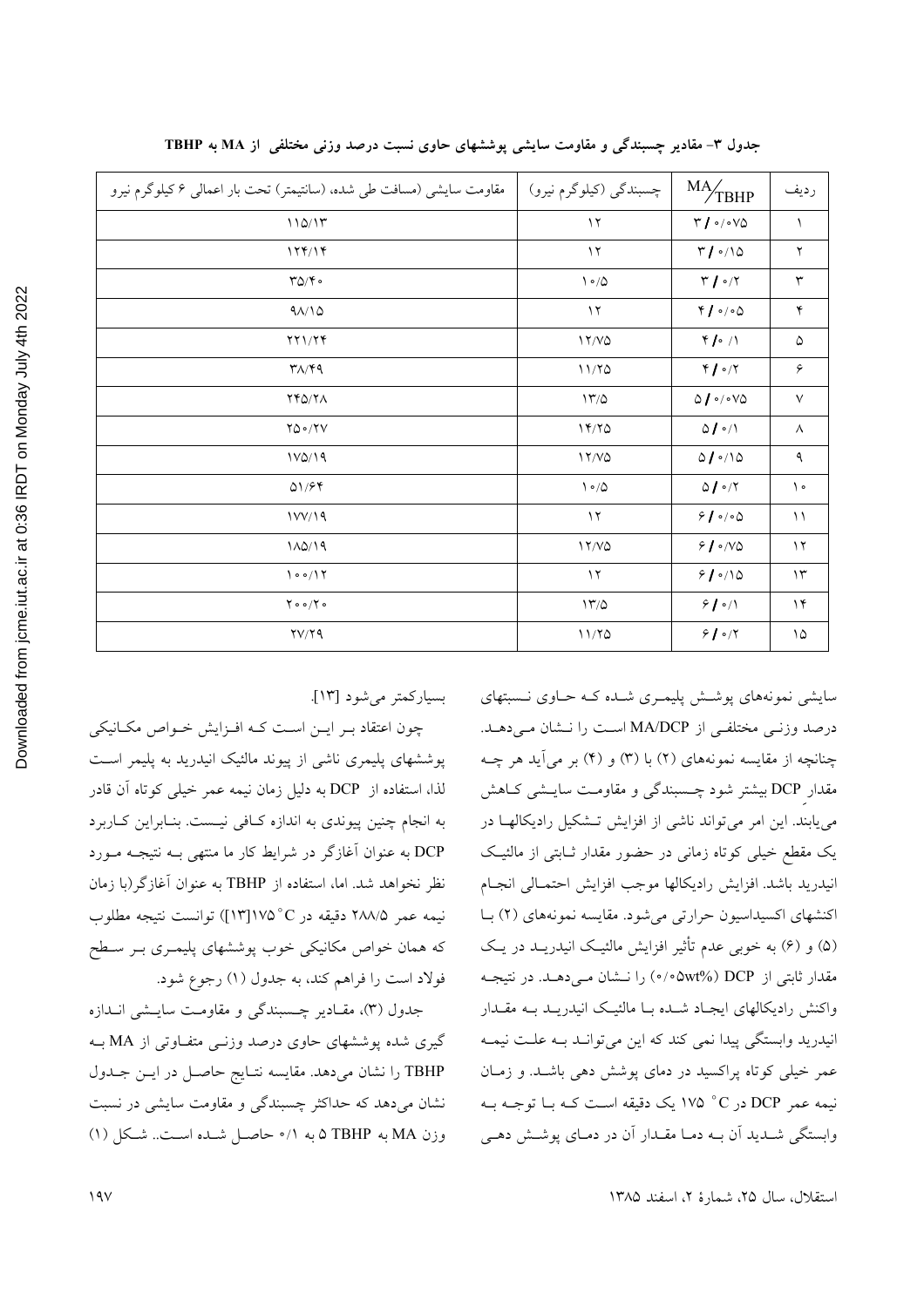**جدول ۳- مقادیر چسبندگی و مقاومت سایشی پوششهای حاوی نسبت درصد وزنی مختلفی از MA به TBHP**

| ردیف | MA/TBHP | چسبندگی (کیلوگرم نیرو) | مقاومت سایشی (مسافت طی شده، (سانتیمتر) تحت بار اعمالی ۶ کیلوگرم نیرو |
|---|---|---|---|
| ۱ | ۳ / ۰/۰۷۵ | ۱۲ | ۱۱۵/۱۳ |
| ۲ | ۳ / ۰/۱۵ | ۱۲ | ۱۲۴/۱۴ |
| ۳ | ۳ / ۰/۲ | ۱۰/۵ | ۳۵/۴۰ |
| ۴ | ۴ / ۰/۰۵ | ۱۲ | ۹۸/۱۵ |
| ۵ | ۴ / ۰/۱ | ۱۲/۷۵ | ۲۲۱/۲۴ |
| ۶ | ۴ / ۰/۲ | ۱۱/۲۵ | ۳۸/۴۹ |
| ۷ | ۵ / ۰/۰۷۵ | ۱۳/۵ | ۲۴۵/۲۸ |
| ۸ | ۵ / ۰/۱ | ۱۴/۲۵ | ۲۵۰/۲۷ |
| ۹ | ۵ / ۰/۱۵ | ۱۲/۷۵ | ۱۷۵/۱۹ |
| ۱۰ | ۵ / ۰/۲ | ۱۰/۵ | ۵۱/۶۴ |
| ۱۱ | ۶ / ۰/۰۵ | ۱۲ | ۱۷۷/۱۹ |
| ۱۲ | ۶ / ۰/۷۵ | ۱۲/۷۵ | ۱۸۵/۱۹ |
| ۱۳ | ۶ / ۰/۱۵ | ۱۲ | ۱۰۰/۱۲ |
| ۱۴ | ۶ / ۰/۱ | ۱۳/۵ | ۲۰۰/۲۰ |
| ۱۵ | ۶ / ۰/۲ | ۱۱/۲۵ | ۲۷/۲۹ |

سایشی نمونه‌های پوشش پلیمری شده که حاوی نسبتهای درصد وزنی مختلفی از MA/DCP است را نشان می‌دهد. چنانچه از مقایسه نمونه‌های (۲) با (۳) و (۴) بر می‌آید هر چه مقدار DCP بیشتر شود چسبندگی و مقاومت سایشی کاهش می‌یابند. این امر می‌تواند ناشی از افزایش تشکیل رادیکالها در یک مقطع خیلی کوتاه زمانی در حضور مقدار ثابتی از مالئیک انیدرید باشد. افزایش رادیکالها موجب افزایش احتمالی انجام اکنشهای اکسیداسیون حرارتی می‌شود. مقایسه نمونه‌های (۲) با (۵) و (۶) به خوبی عدم تأثیر افزایش مالئیک انیدرید در یک مقدار ثابتی از DCP (۰/۰۵wt%) را نشان می‌دهد. در نتیجه واکنش رادیکالهای ایجاد شده با مالئیک انیدرید به مقدار انیدرید وابستگی پیدا نمی کند که این می‌تواند به علت نیمه عمر خیلی کوتاه پراکسید در دمای پوشش دهی باشد. و زمان نیمه عمر DCP در $175\,^{\circ}C$ یک دقیقه است که با توجه به وابستگی شدید آن به دما مقدار آن در دمای پوشش دهی بسیارکمتر می‌شود [۱۳].

چون اعتقاد بر این است که افزایش خواص مکانیکی پوششهای پلیمری ناشی از پیوند مالئیک انیدرید به پلیمر است لذا، استفاده از DCP به دلیل زمان نیمه عمر خیلی کوتاه آن قادر به انجام چنین پیوندی به اندازه کافی نیست. بنابراین کاربرد DCP به عنوان آغازگر در شرایط کار ما منتهی به نتیجه مورد نظر نخواهد شد. اما، استفاده از TBHP به عنوان آغازگر(با زمان نیمه عمر ۲۸۸/۵ دقیقه در $175\,^{\circ}C$ [۱۳]) توانست نتیجه مطلوب که همان خواص مکانیکی خوب پوششهای پلیمری بر سطح فولاد است را فراهم کند، به جدول (۱) رجوع شود.

جدول (۳)، مقادیر چسبندگی و مقاومت سایشی اندازه گیری شده پوششهای حاوی درصد وزنی متفاوتی از MA به TBHP را نشان می‌دهد. مقایسه نتایج حاصل در این جدول نشان می‌دهد که حداکثر چسبندگی و مقاومت سایشی در نسبت وزن MA به TBHP ۵ به ۰/۱ حاصل شده است.. شکل (۱)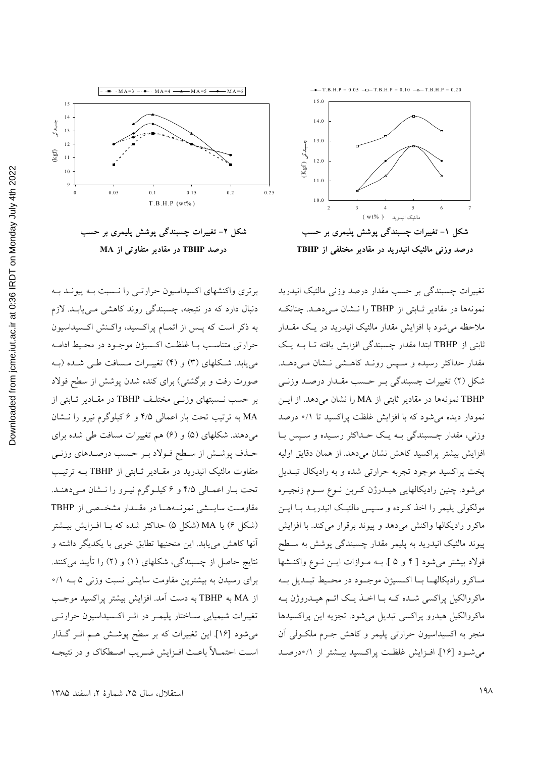شکل ۱- تغییرات چسبندگی پوشش پلیمری بر حسب درصد وزنی مالئیک انیدرید در مقادیر مختلفی از TBHP

شکل ۲- تغییرات چسبندگی پوشش پلیمری بر حسب درصد TBHP در مقادیر متفاوتی از MA

تغییرات چسبندگی بر حسب مقدار درصد وزنی مالئیک انیدرید نمونه‌ها در مقادیر ثابتی از TBHP را نشان می‌دهد. چنانکه ملاحظه می‌شود با افزایش مقدار مالئیک انیدرید در یک مقدار ثابتی از TBHP ابتدا مقدار چسبندگی افزایش یافته تا به یک مقدار حداکثر رسیده و سپس روند کاهشی نشان می‌دهد. شکل (۲) تغییرات چسبندگی بر حسب مقدار درصد وزنی TBHP نمونه‌ها در مقادیر ثابتی از MA را نشان می‌دهد. از این نمودار دیده می‌شود که با افزایش غلظت پراکسید تا ۰/۱ درصد وزنی، مقدار چسبندگی به یک حداکثر رسیده و سپس با افزایش بیشتر پراکسید کاهش نشان می‌دهد. از همان دقایق اولیه پخت پراکسید موجود تجربه حرارتی شده و به رادیکال تبدیل می‌شود. چنین رادیکالهایی هیدرژن کربن نوع سوم زنجیره مولکولی پلیمر را اخذ کرده و سپس مالئیک انیدرید با این ماکرو رادیکالها واکنش می‌دهد و پیوند برقرار می‌کند. با افزایش پیوند مالئیک انیدرید به پلیمر مقدار چسبندگی پوشش به سطح فولاد بیشتر می‌شود [۴ و ۵]. به موازات این نوع واکنشها ماکرو رادیکالها با اکسیژن موجود در محیط تبدیل به ماکروالکیل پراکسی شده که با اخذ یک اتم هیدروژن به ماکروالکیل هیدرو پراکسی تبدیل می‌شود. تجزیه این پراکسیدها منجر به اکسیداسیون حرارتی پلیمر و کاهش جرم ملکولی آن می‌شود [۱۶]. افزایش غلظت پراکسید بیشتر از ۰/۱درصد برتری واکنشهای اکسیداسیون حرارتی را نسبت به پیوند به دنبال دارد که در نتیجه، چسبندگی روند کاهشی می‌یابد. لازم به ذکر است که پس از اتمام پراکسید، واکنش اکسیداسیون حرارتی متناسب با غلظت اکسیژن موجود در محیط ادامه می‌یابد. شکلهای (۳) و (۴) تغییرات مسافت طی شده (به صورت رفت و برگشتی) برای کنده شدن پوشش از سطح فولاد بر حسب نسبتهای وزنی مختلف TBHP در مقادیر ثابتی از MA به ترتیب تحت بار اعمالی ۴/۵ و ۶ کیلوگرم نیرو را نشان می‌دهند. شکلهای (۵) و (۶) هم تغییرات مسافت طی شده برای حذف پوشش از سطح فولاد بر حسب درصدهای وزنی متفاوت مالئیک انیدرید در مقادیر ثابتی از TBHP به ترتیب تحت بار اعمالی ۴/۵ و ۶ کیلوگرم نیرو را نشان می‌دهند. مقاومت سایشی نمونه‌ها در مقدار مشخصی از TBHP (شکل ۶) یا MA (شکل ۵) حداکثر شده که با افزایش بیشتر آنها کاهش می‌یابد. این منحنیها تطابق خوبی با یکدیگر داشته و نتایج حاصل از چسبندگی، شکلهای (۱) و (۲) را تأیید می‌کنند. برای رسیدن به بیشترین مقاومت سایشی نسبت وزنی ۵ به ۰/۱ از MA به TBHP به دست آمد. افزایش بیشتر پراکسید موجب تغییرات شیمیایی ساختار پلیمر در اثر اکسیداسیون حرارتی می‌شود [۱۶]. این تغییرات که بر سطح پوشش هم اثر گذار است احتمالاً باعث افزایش ضریب اصطکاک و در نتیجه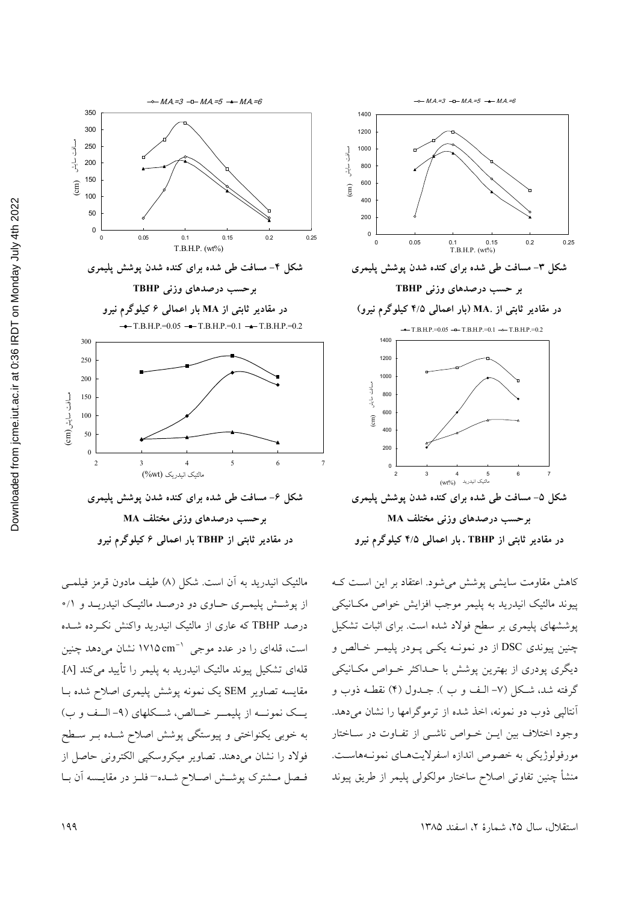شکل ۳- مسافت طی شده برای کنده شدن پوشش پلیمری بر حسب درصدهای وزنی TBHP در مقادیر ثابتی از .MA (بار اعمالی ۴/۵ کیلوگرم نیرو)

شکل ۴- مسافت طی شده برای کنده شدن پوشش پلیمری برحسب درصدهای وزنی TBHP در مقادیر ثابتی از MA بار اعمالی ۶ کیلوگرم نیرو

شکل ۵- مسافت طی شده برای کنده شدن پوشش پلیمری برحسب درصدهای وزنی مختلف MA در مقادیر ثابتی از TBHP . بار اعمالی ۴/۵ کیلوگرم نیرو

شکل ۶- مسافت طی شده برای کنده شدن پوشش پلیمری برحسب درصدهای وزنی مختلف MA در مقادیر ثابتی از TBHP بار اعمالی ۶ کیلوگرم نیرو

کاهش مقاومت سایشی پوشش می‌شود. اعتقاد بر این است که پیوند مالئیک انیدرید به پلیمر موجب افزایش خواص مکانیکی پوششهای پلیمری بر سطح فولاد شده است. برای اثبات تشکیل چنین پیوندی DSC از دو نمونه یکی پودر پلیمر خالص و دیگری پودری از بهترین پوشش با حداکثر خواص مکانیکی گرفته شد، شکل (۷- الف و ب ). جدول (۴) نقطه ذوب و آنتالپی ذوب دو نمونه، اخذ شده از ترموگرامها را نشان می‌دهد. وجود اختلاف بین این خواص ناشی از تفاوت در ساختار مورفولوژیکی به خصوص اندازه اسفرلایت‌های نمونه‌هاست. منشأ چنین تفاوتی اصلاح ساختار مولکولی پلیمر از طریق پیوند مالئیک انیدرید به آن است. شکل (۸) طیف مادون قرمز فیلمی از پوشش پلیمری حاوی دو درصد مالئیک انیدرید و ۰/۱ درصد TBHP که عاری از مالئیک انیدرید واکنش نکرده شده است، قله‌ای را در عدد موجی $1715\ cm^{-1}$ نشان می‌دهد چنین قله‌ای تشکیل پیوند مالئیک انیدرید به پلیمر را تأیید می‌کند [۸]. مقایسه تصاویر SEM یک نمونه پوشش پلیمری اصلاح شده با یک نمونه از پلیمر خالص، شکلهای (۹- الف و ب) به خوبی یکنواختی و پیوستگی پوشش اصلاح شده بر سطح فولاد را نشان می‌دهند. تصاویر میکروسکپی الکترونی حاصل از فصل مشترک پوشش اصلاح شده- فلز در مقایسه آن با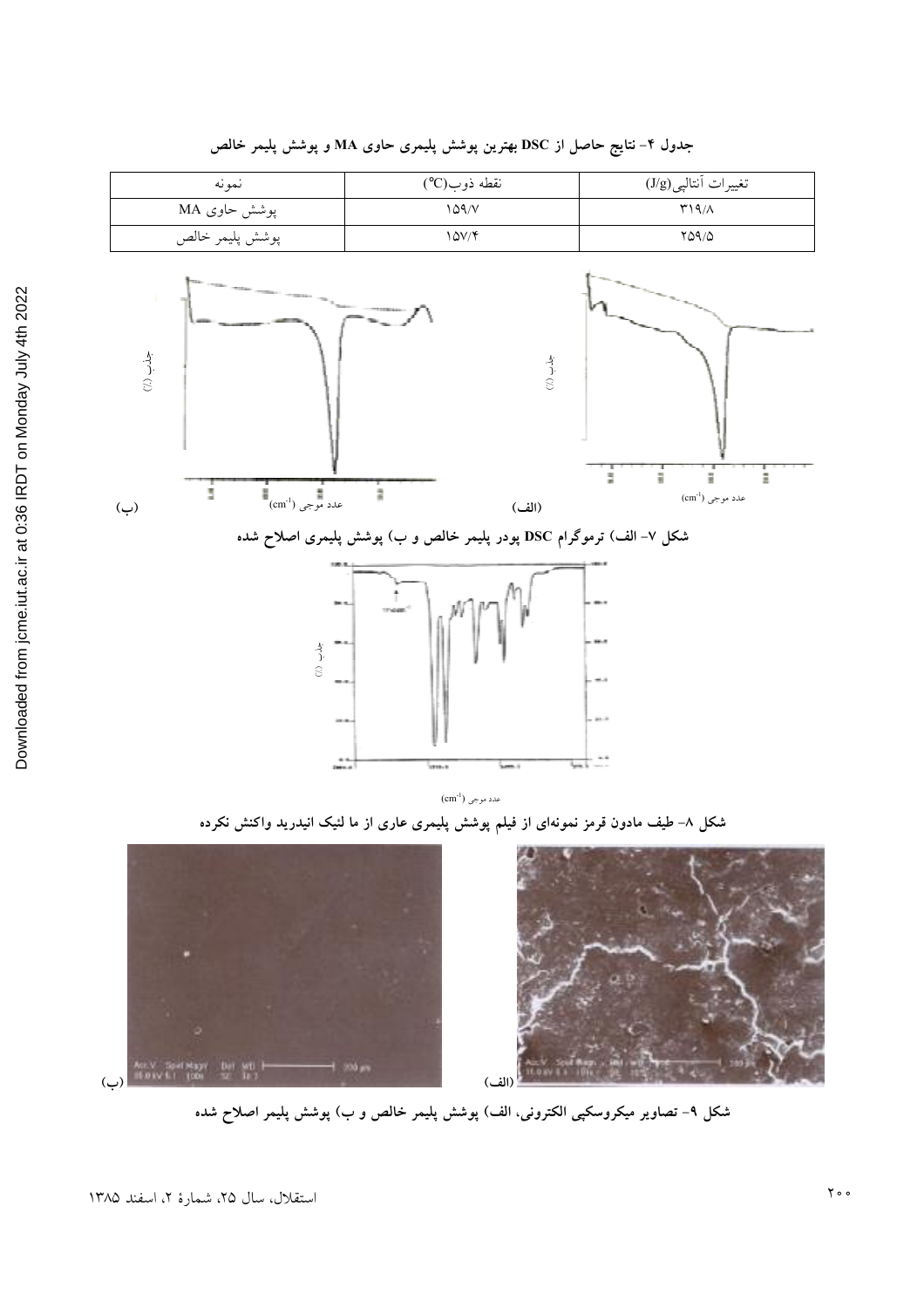جدول ۴- نتایج حاصل از DSC بهترین پوشش پلیمری حاوی MA و پوشش پلیمر خالص

| نمونه | نقطه ذوب(°C) | تغییرات آنتالپی(J/g) |
|---|---|---|
| پوشش حاوی MA | ۱۵۹/۷ | ۳۱۹/۸ |
| پوشش پلیمر خالص | ۱۵۷/۴ | ۲۵۹/۵ |

شکل ۷- الف) ترموگرام DSC پودر پلیمر خالص و ب) پوشش پلیمری اصلاح شده

شکل ۸- طیف مادون قرمز نمونه‌ای از فیلم پوشش پلیمری عاری از ما لئیک انیدرید واکنش نکرده

شکل ۹- تصاویر میکروسکپی الکترونی، الف) پوشش پلیمر خالص و ب) پوشش پلیمر اصلاح شده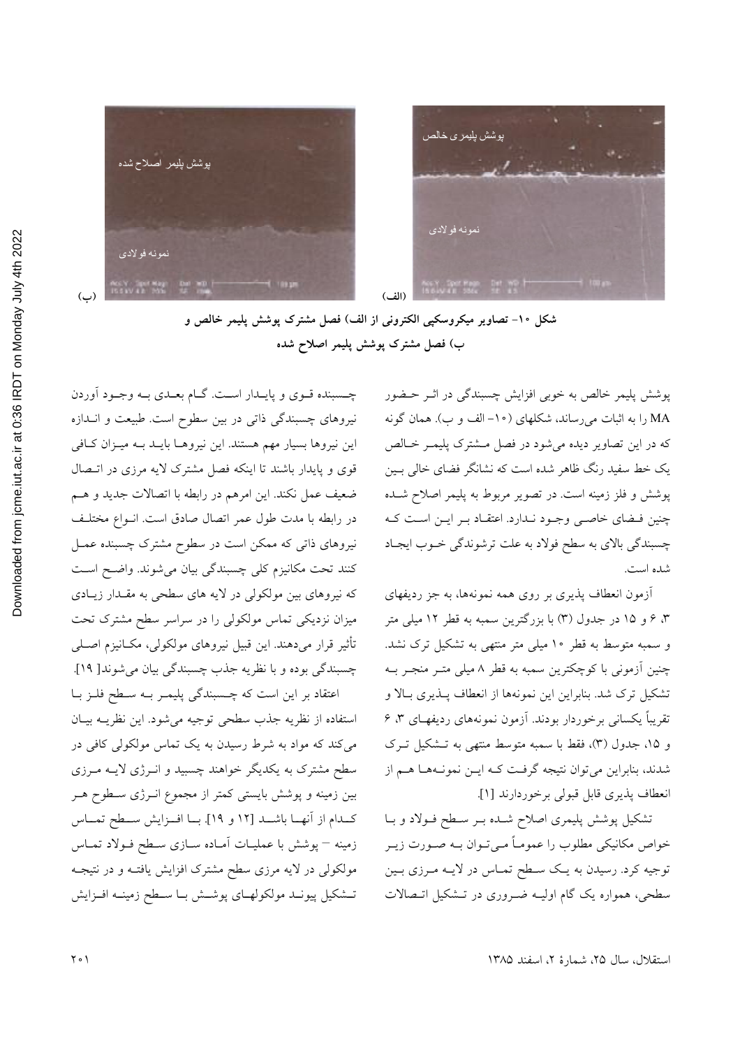پوشش پلیمر اصلاح شده

نمونه فولادی

(ب)

پوشش پلیمری خالص

نمونه فولادی

(الف)

**شکل ۱۰- تصاویر میکروسکپی الکترونی از الف) فصل مشترک پوشش پلیمر خالص و ب) فصل مشترک پوشش پلیمر اصلاح شده**

پوشش پلیمر خالص به خوبی افزایش چسبندگی در اثر حضور MA را به اثبات می‌رساند، شکلهای (۱۰- الف و ب). همان گونه که در این تصاویر دیده می‌شود در فصل مشترک پلیمر خالص یک خط سفید رنگ ظاهر شده است که نشانگر فضای خالی بین پوشش و فلز زمینه است. در تصویر مربوط به پلیمر اصلاح شده چنین فضای خاصی وجود ندارد. اعتقاد بر این است که چسبندگی بالای به سطح فولاد به علت ترشوندگی خوب ایجاد شده است.

آزمون انعطاف پذیری بر روی همه نمونه‌ها، به جز ردیفهای ۳، ۶ و ۱۵ در جدول (۳) با بزرگترین سمبه به قطر ۱۲ میلی متر و سمبه متوسط به قطر ۱۰ میلی متر منتهی به تشکیل ترک نشد. چنین آزمونی با کوچکترین سمبه به قطر ۸ میلی متر منجر به تشکیل ترک شد. بنابراین این نمونه‌ها از انعطاف پذیری بالا و تقریباً یکسانی برخوردار بودند. آزمون نمونه‌های ردیفهای ۳، ۶ و ۱۵، جدول (۳)، فقط با سمبه متوسط منتهی به تشکیل ترک شدند، بنابراین می‌توان نتیجه گرفت که این نمونه‌ها هم از انعطاف پذیری قابل قبولی برخوردارند [۱].

تشکیل پوشش پلیمری اصلاح شده بر سطح فولاد و با خواص مکانیکی مطلوب را عموماً می‌توان به صورت زیر توجیه کرد. رسیدن به یک سطح تماس در لایه مرزی بین سطحی، همواره یک گام اولیه ضروری در تشکیل اتصالات چسبنده قوی و پایدار است. گام بعدی به وجود آوردن نیروهای چسبندگی ذاتی در بین سطوح است. طبیعت و اندازه این نیروها بسیار مهم هستند. این نیروها باید به میزان کافی قوی و پایدار باشند تا اینکه فصل مشترک لایه مرزی در اتصال ضعیف عمل نکند. این امرهم در رابطه با اتصالات جدید و هم در رابطه با مدت طول عمر اتصال صادق است. انواع مختلف نیروهای ذاتی که ممکن است در سطوح مشترک چسبنده عمل کنند تحت مکانیزم کلی چسبندگی بیان می‌شوند. واضح است که نیروهای بین مولکولی در لایه های سطحی به مقدار زیادی میزان نزدیکی تماس مولکولی را در سراسر سطح مشترک تحت تأثیر قرار می‌دهند. این قبیل نیروهای مولکولی، مکانیزم اصلی چسبندگی بوده و با نظریه جذب چسبندگی بیان می‌شوند[ ۱۹].

اعتقاد بر این است که چسبندگی پلیمر به سطح فلز با استفاده از نظریه جذب سطحی توجیه می‌شود. این نظریه بیان می‌کند که مواد به شرط رسیدن به یک تماس مولکولی کافی در سطح مشترک به یکدیگر خواهند چسبید و انرژی لایه مرزی بین زمینه و پوشش بایستی کمتر از مجموع انرژی سطوح هر کدام از آنها باشد [۱۲ و ۱۹]. با افزایش سطح تماس زمینه – پوشش با عملیات آماده سازی سطح فولاد تماس مولکولی در لایه مرزی سطح مشترک افزایش یافته و در نتیجه تشکیل پیوند مولکولهای پوشش با سطح زمینه افزایش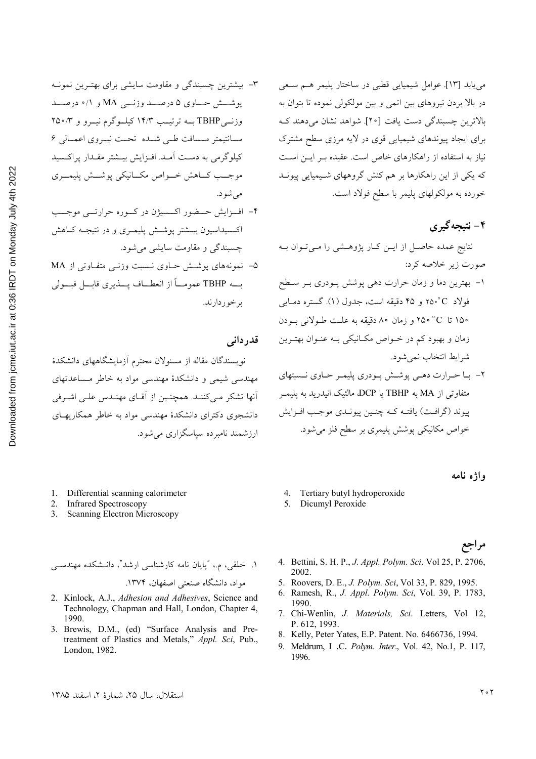می‌یابد [۱۳]. عوامل شیمیایی قطبی در ساختار پلیمر هم سعی در بالا بردن نیروهای بین اتمی و بین مولکولی نموده تا بتوان به بالاترین چسبندگی دست یافت [۲۰]. شواهد نشان می‌دهند که برای ایجاد پیوندهای شیمیایی قوی در لایه مرزی سطح مشترک نیاز به استفاده از راهکارهای خاص است. عقیده بر این است که یکی از این راهکارها بر هم کنش گروههای شیمیایی پیوند خورده به مولکولهای پلیمر با سطح فولاد است.

## ۴- نتیجه‌گیری

نتایج عمده حاصل از این کار پژوهشی را می‌توان به صورت زیر خلاصه کرد:

۱- بهترین دما و زمان حرارت دهی پوشش پودری بر سطح فولاد ۲۵۰°C و ۴۵ دقیقه است، جدول (۱). گستره دمایی ۱۵۰ تا ۲۵۰°C و زمان ۸۰ دقیقه به علت طولانی بودن زمان و بهبود کم در خواص مکانیکی به عنوان بهترین شرایط انتخاب نمی‌شود.

۲- با حرارت دهی پوشش پودری پلیمر حاوی نسبتهای متفاوتی از MA به TBHP یا DCP، مالئیک انیدرید به پلیمر پیوند (گرافت) یافته که چنین پیوندی موجب افزایش خواص مکانیکی پوشش پلیمری بر سطح فلز می‌شود.

۳- بیشترین چسبندگی و مقاومت سایشی برای بهترین نمونه پوشش حاوی ۵ درصد وزنی MA و ۰/۱ درصد وزنی TBHP به ترتیب ۱۴/۳ کیلوگرم نیرو و ۲۵۰/۳ سانتیمتر مسافت طی شده تحت نیروی اعمالی ۶ کیلوگرمی به دست آمد. افزایش بیشتر مقدار پراکسید موجب کاهش خواص مکانیکی پوشش پلیمری می‌شود.

۴- افزایش حضور اکسیژن در کوره حرارتی موجب اکسیداسیون بیشتر پوشش پلیمری و در نتیجه کاهش چسبندگی و مقاومت سایشی می‌شود.

۵- نمونه‌های پوشش حاوی نسبت وزنی متفاوتی از MA به TBHP عموماً از انعطاف پذیری قابل قبولی برخوردارند.

## قدردانی

نویسندگان مقاله از مسئولان محترم آزمایشگاههای دانشکدهٔ مهندسی شیمی و دانشکدهٔ مهندسی مواد به خاطر مساعدتهای آنها تشکر می‌کنند. همچنین از آقای مهندس علی اشرفی دانشجوی دکترای دانشکدهٔ مهندسی مواد به خاطر همکاریهای ارزشمند نامبرده سپاسگزاری می‌شود.

## واژه نامه

1. Differential scanning calorimeter
2. Infrared Spectroscopy
3. Scanning Electron Microscopy
4. Tertiary butyl hydroperoxide
5. Dicumyl Peroxide

## مراجع

۱. خلقی، م.، "پایان نامه کارشناسی ارشد"، دانشکده مهندسی مواد، دانشگاه صنعتی اصفهان، ۱۳۷۴.

2. Kinlock, A.J., *Adhesion and Adhesives*, Science and Technology, Chapman and Hall, London, Chapter 4, 1990.
3. Brewis, D.M., (ed) "Surface Analysis and Pretreatment of Plastics and Metals," *Appl. Sci*, Pub., London, 1982.
4. Bettini, S. H. P., *J. Appl. Polym. Sci*. Vol 25, P. 2706, 2002.
5. Roovers, D. E., *J. Polym. Sci*, Vol 33, P. 829, 1995.
6. Ramesh, R., *J. Appl. Polym. Sci*, Vol. 39, P. 1783, 1990.
7. Chi-Wenlin, *J. Materials, Sci*. Letters, Vol 12, P. 612, 1993.
8. Kelly, Peter Yates, E.P. Patent. No. 6466736, 1994.
9. Meldrum, I .C. *Polym. Inter*., Vol. 42, No.1, P. 117, 1996.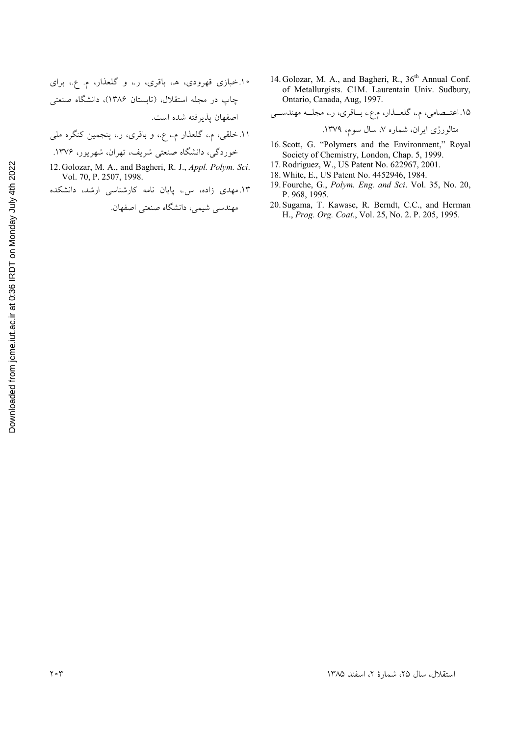۱۰. خبازی قهرودی، هـ، باقری، ر.، و گلعذار، م. ع.، برای چاپ در مجله استقلال، (تابستان ۱۳۸۶)، دانشگاه صنعتی اصفهان پذیرفته شده است.

۱۱. خلقی، م.، گلعذار م.، ع.، و باقری، ر.، پنجمین کنگره ملی خوردگی، دانشگاه صنعتی شریف، تهران، شهریور، ۱۳۷۶.

12. Golozar, M. A., and Bagheri, R. J., *Appl. Polym. Sci*. Vol. 70, P. 2507, 1998.

۱۳. مهدی زاده، س.، پایان نامه کارشناسی ارشد، دانشکده مهندسی شیمی، دانشگاه صنعتی اصفهان.

14. Golozar, M. A., and Bagheri, R., 36th Annual Conf. of Metallurgists. C1M. Laurentain Univ. Sudbury, Ontario, Canada, Aug, 1997.

۱۵. اعتصامی، م.، گلعذار، م.ع.، باقری، ر.، مجله مهندسی متالورژی ایران، شماره ۷، سال سوم، ۱۳۷۹.

16. Scott, G. "Polymers and the Environment," Royal Society of Chemistry, London, Chap. 5, 1999.

17. Rodriguez, W., US Patent No. 622967, 2001.

18. White, E., US Patent No. 4452946, 1984.

19. Fourche, G., *Polym. Eng. and Sci*. Vol. 35, No. 20, P. 968, 1995.

20. Sugama, T. Kawase, R. Berndt, C.C., and Herman H., *Prog. Org. Coat*., Vol. 25, No. 2. P. 205, 1995.